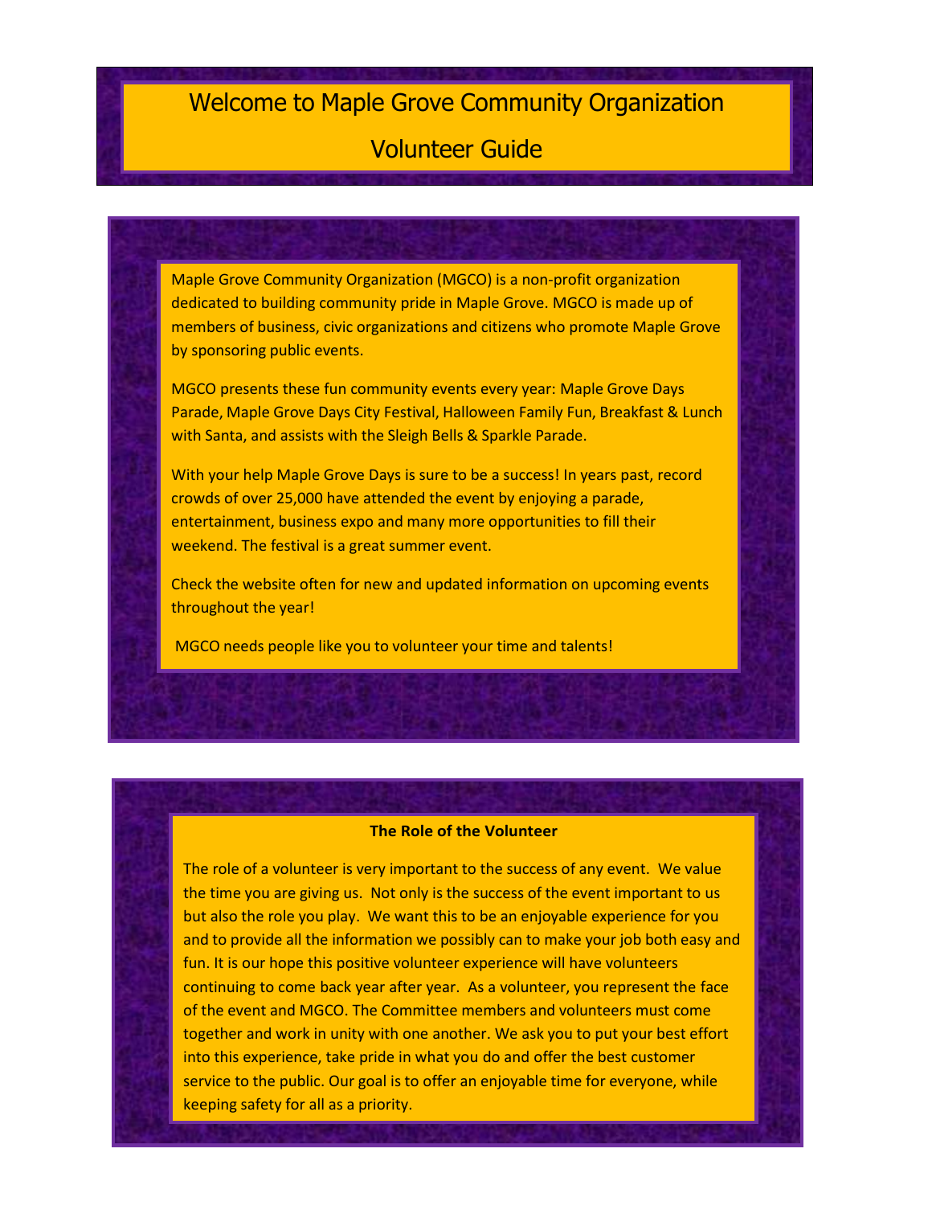# Welcome to Maple Grove Community Organization

# Volunteer Guide

Maple Grove Community Organization (MGCO) is a non-profit organization dedicated to building community pride in Maple Grove. MGCO is made up of members of business, civic organizations and citizens who promote Maple Grove by sponsoring public events.

MGCO presents these fun community events every year: Maple Grove Days Parade, Maple Grove Days City Festival, Halloween Family Fun, Breakfast & Lunch with Santa, and assists with the Sleigh Bells & Sparkle Parade.

With your help Maple Grove Days is sure to be a success! In years past, record crowds of over 25,000 have attended the event by enjoying a parade, entertainment, business expo and many more opportunities to fill their weekend. The festival is a great summer event.

Check the website often for new and updated information on upcoming events throughout the year!

MGCO needs people like you to volunteer your time and talents!

**The Role of the Volunteer**

The role of a volunteer is very important to the success of any event. We value the time you are giving us. Not only is the success of the event important to us but also the role you play. We want this to be an enjoyable experience for you and to provide all the information we possibly can to make your job both easy and fun. It is our hope this positive volunteer experience will have volunteers continuing to come back year after year. As a volunteer, you represent the face of the event and MGCO. The Committee members and volunteers must come together and work in unity with one another. We ask you to put your best effort into this experience, take pride in what you do and offer the best customer service to the public. Our goal is to offer an enjoyable time for everyone, while keeping safety for all as a priority.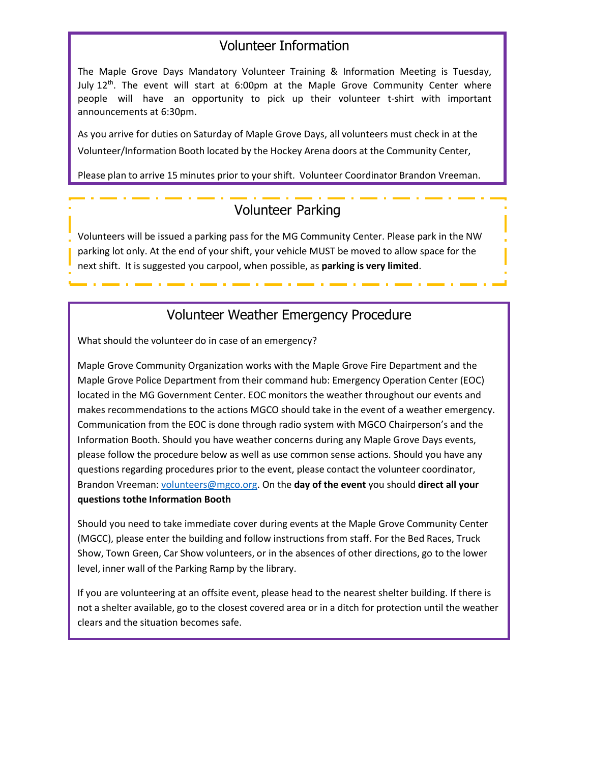## Volunteer Information

The Maple Grove Days Mandatory Volunteer Training & Information Meeting is Tuesday, July 12th. The event will start at 6:00pm at the Maple Grove Community Center where people will have an opportunity to pick up their volunteer t-shirt with important announcements at 6:30pm.

As you arrive for duties on Saturday of Maple Grove Days, all volunteers must check in at the Volunteer/Information Booth located by the Hockey Arena doors at the Community Center,

Please plan to arrive 15 minutes prior to your shift. Volunteer Coordinator Brandon Vreeman.

## Volunteer Parking

Volunteers will be issued a parking pass for the MG Community Center. Please park in the NW parking lot only. At the end of your shift, your vehicle MUST be moved to allow space for the next shift. It is suggested you carpool, when possible, as **parking is very limited**.

## Volunteer Weather Emergency Procedure

What should the volunteer do in case of an emergency?

Maple Grove Community Organization works with the Maple Grove Fire Department and the Maple Grove Police Department from their command hub: Emergency Operation Center (EOC) located in the MG Government Center. EOC monitors the weather throughout our events and makes recommendations to the actions MGCO should take in the event of a weather emergency. Communication from the EOC is done through radio system with MGCO Chairperson's and the Information Booth. Should you have weather concerns during any Maple Grove Days events, please follow the procedure below as well as use common sense actions. Should you have any questions regarding procedures prior to the event, please contact the volunteer coordinator, Brandon Vreeman: volunteers@mgco.org. On the **day of the event** you should **direct all your questions tothe Information Booth**

Should you need to take immediate cover during events at the Maple Grove Community Center (MGCC), please enter the building and follow instructions from staff. For the Bed Races, Truck Show, Town Green, Car Show volunteers, or in the absences of other directions, go to the lower level, inner wall of the Parking Ramp by the library.

If you are volunteering at an offsite event, please head to the nearest shelter building. If there is not a shelter available, go to the closest covered area or in a ditch for protection until the weather clears and the situation becomes safe.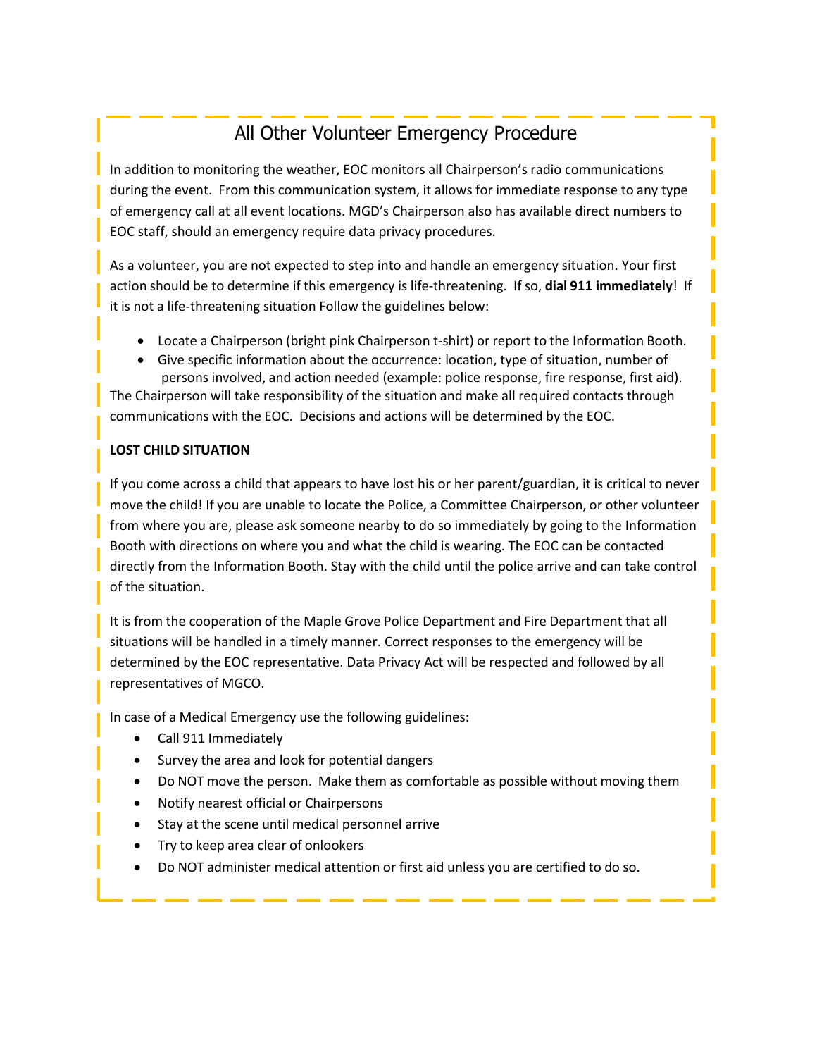# All Other Volunteer Emergency Procedure

In addition to monitoring the weather, EOC monitors all Chairperson's radio communications during the event. From this communication system, it allows for immediate response to any type of emergency call at all event locations. MGD's Chairperson also has available direct numbers to EOC staff, should an emergency require data privacy procedures.

As a volunteer, you are not expected to step into and handle an emergency situation. Your first action should be to determine if this emergency is life-threatening. If so, **dial 911 immediately**! If it is not a life-threatening situation Follow the guidelines below:

- Locate a Chairperson (bright pink Chairperson t-shirt) or report to the Information Booth.
- Give specific information about the occurrence: location, type of situation, number of persons involved, and action needed (example: police response, fire response, first aid).

The Chairperson will take responsibility of the situation and make all required contacts through communications with the EOC. Decisions and actions will be determined by the EOC.

**LOST CHILD SITUATION**

If you come across a child that appears to have lost his or her parent/guardian, it is critical to never move the child! If you are unable to locate the Police, a Committee Chairperson, or other volunteer from where you are, please ask someone nearby to do so immediately by going to the Information Booth with directions on where you and what the child is wearing. The EOC can be contacted directly from the Information Booth. Stay with the child until the police arrive and can take control of the situation.

It is from the cooperation of the Maple Grove Police Department and Fire Department that all situations will be handled in a timely manner. Correct responses to the emergency will be determined by the EOC representative. Data Privacy Act will be respected and followed by all representatives of MGCO.

In case of a Medical Emergency use the following guidelines:

- Call 911 Immediately
- Survey the area and look for potential dangers
- Do NOT move the person. Make them as comfortable as possible without moving them
- Notify nearest official or Chairpersons
- Stay at the scene until medical personnel arrive
- Try to keep area clear of onlookers
- Do NOT administer medical attention or first aid unless you are certified to do so.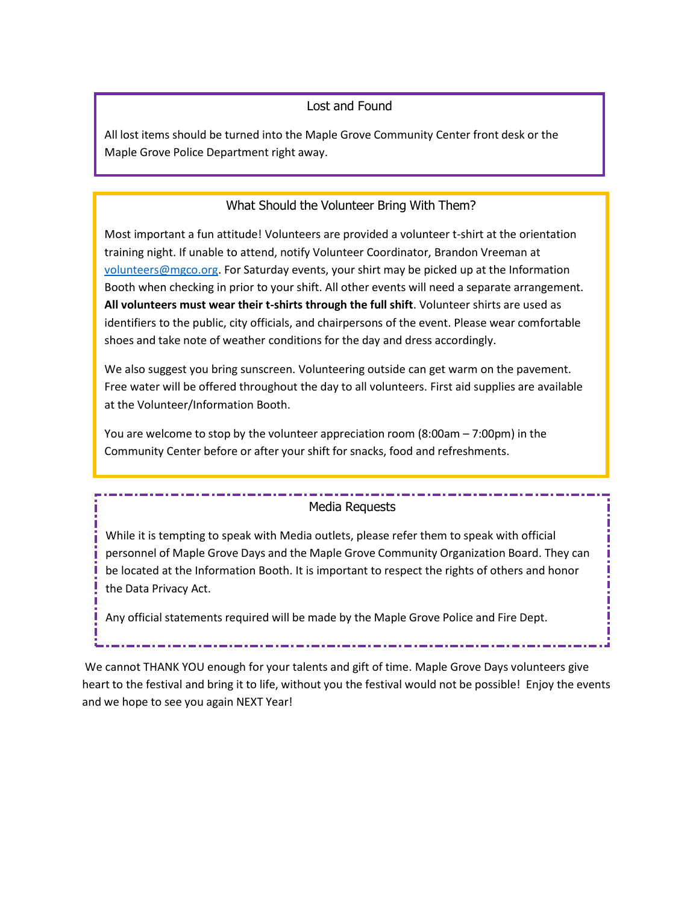## Lost and Found

All lost items should be turned into the Maple Grove Community Center front desk or the Maple Grove Police Department right away.

## What Should the Volunteer Bring With Them?

Most important a fun attitude! Volunteers are provided a volunteer t-shirt at the orientation training night. If unable to attend, notify Volunteer Coordinator, Brandon Vreeman at volunteers@mgco.org. For Saturday events, your shirt may be picked up at the Information Booth when checking in prior to your shift. All other events will need a separate arrangement. **All volunteers must wear their t-shirts through the full shift**. Volunteer shirts are used as identifiers to the public, city officials, and chairpersons of the event. Please wear comfortable shoes and take note of weather conditions for the day and dress accordingly.

We also suggest you bring sunscreen. Volunteering outside can get warm on the pavement. Free water will be offered throughout the day to all volunteers. First aid supplies are available at the Volunteer/Information Booth.

You are welcome to stop by the volunteer appreciation room (8:00am – 7:00pm) in the Community Center before or after your shift for snacks, food and refreshments.

## Media Requests

While it is tempting to speak with Media outlets, please refer them to speak with official personnel of Maple Grove Days and the Maple Grove Community Organization Board. They can be located at the Information Booth. It is important to respect the rights of others and honor the Data Privacy Act.

Any official statements required will be made by the Maple Grove Police and Fire Dept.

We cannot THANK YOU enough for your talents and gift of time. Maple Grove Days volunteers give heart to the festival and bring it to life, without you the festival would not be possible! Enjoy the events and we hope to see you again NEXT Year!